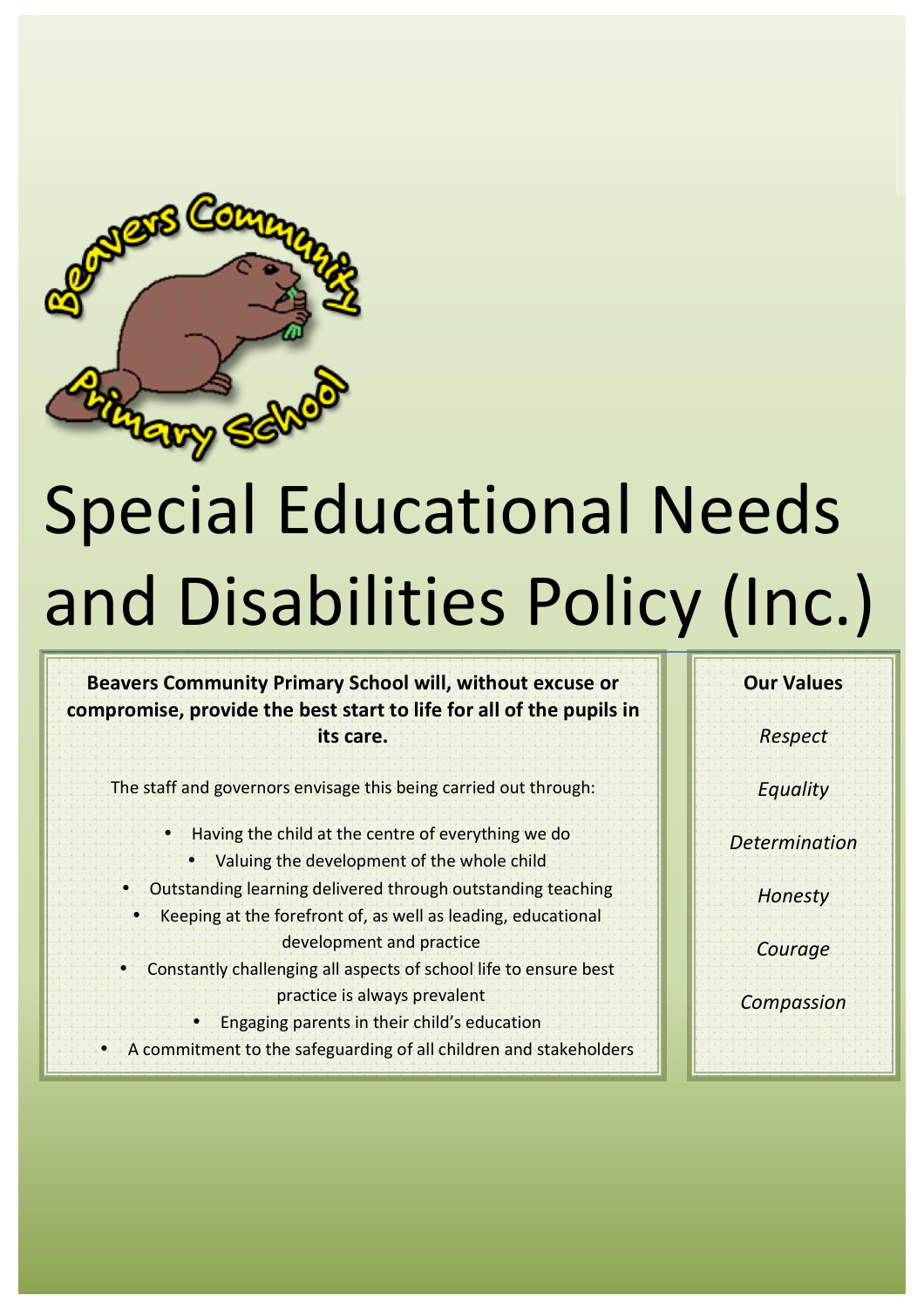# Special Educational Needs and Disabilities Policy (Inc.)

**Beavers Community Primary School will, without excuse or compromise, provide the best start to life for all of the pupils in its care.**

The staff and governors envisage this being carried out through:

- Having the child at the centre of everything we do
- Valuing the development of the whole child
- Outstanding learning delivered through outstanding teaching
- Keeping at the forefront of, as well as leading, educational development and practice
- Constantly challenging all aspects of school life to ensure best practice is always prevalent
- Engaging parents in their child's education
- A commitment to the safeguarding of all children and stakeholders

**Our Values**

*Respect*

*Equality*

*Determination*

*Honesty*

*Courage*

*Compassion*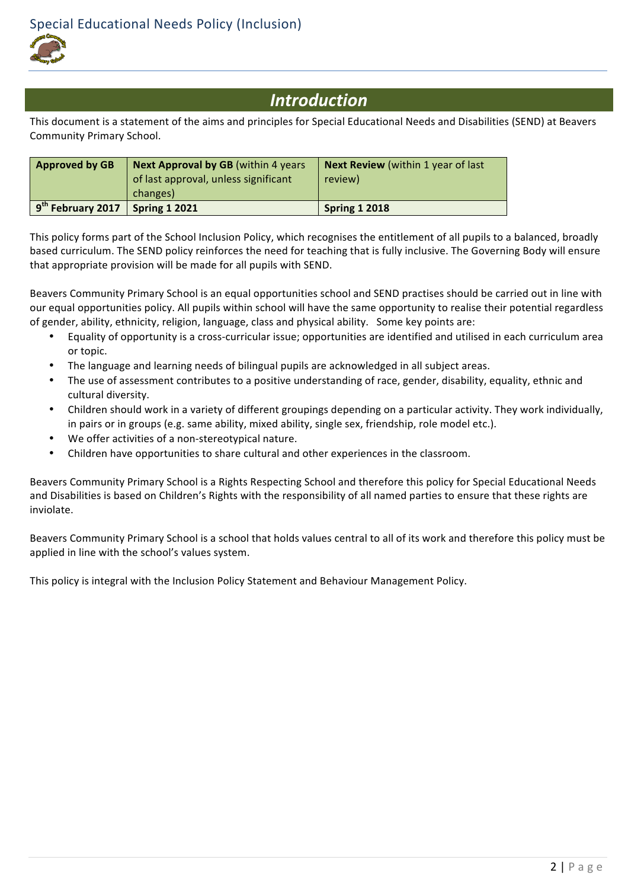# Introduction

This document is a statement of the aims and principles for Special Educational Needs and Disabilities (SEND) at Beavers Community Primary School.

| **Approved by GB** | **Next Approval by GB** (within 4 years of last approval, unless significant changes) | **Next Review** (within 1 year of last review) |
|---|---|---|
| **9th February 2017** | **Spring 1 2021** | **Spring 1 2018** |

This policy forms part of the School Inclusion Policy, which recognises the entitlement of all pupils to a balanced, broadly based curriculum. The SEND policy reinforces the need for teaching that is fully inclusive. The Governing Body will ensure that appropriate provision will be made for all pupils with SEND.

Beavers Community Primary School is an equal opportunities school and SEND practises should be carried out in line with our equal opportunities policy. All pupils within school will have the same opportunity to realise their potential regardless of gender, ability, ethnicity, religion, language, class and physical ability. Some key points are:

- Equality of opportunity is a cross-curricular issue; opportunities are identified and utilised in each curriculum area or topic.
- The language and learning needs of bilingual pupils are acknowledged in all subject areas.
- The use of assessment contributes to a positive understanding of race, gender, disability, equality, ethnic and cultural diversity.
- Children should work in a variety of different groupings depending on a particular activity. They work individually, in pairs or in groups (e.g. same ability, mixed ability, single sex, friendship, role model etc.).
- We offer activities of a non-stereotypical nature.
- Children have opportunities to share cultural and other experiences in the classroom.

Beavers Community Primary School is a Rights Respecting School and therefore this policy for Special Educational Needs and Disabilities is based on Children's Rights with the responsibility of all named parties to ensure that these rights are inviolate.

Beavers Community Primary School is a school that holds values central to all of its work and therefore this policy must be applied in line with the school's values system.

This policy is integral with the Inclusion Policy Statement and Behaviour Management Policy.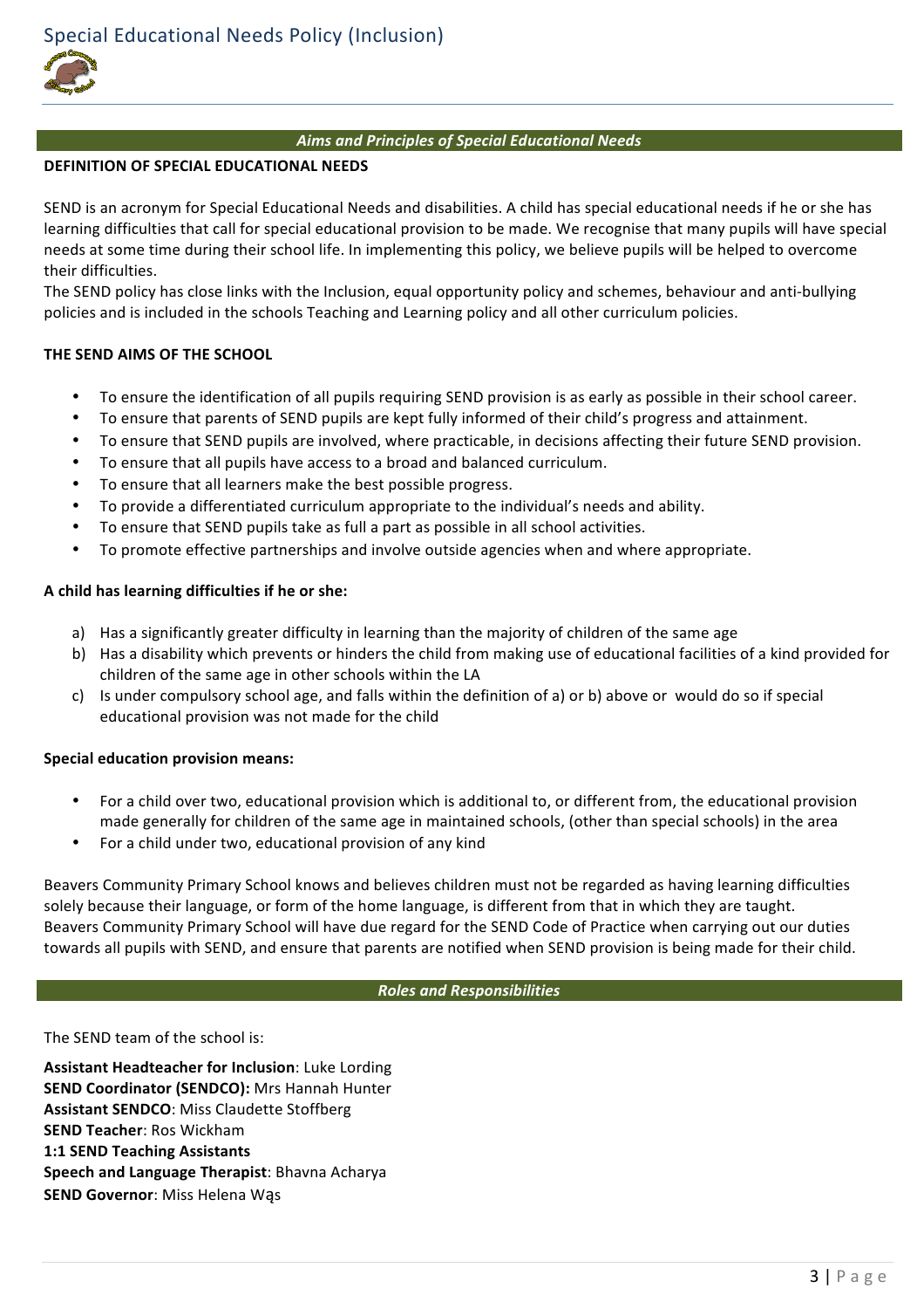## *Aims and Principles of Special Educational Needs*

**DEFINITION OF SPECIAL EDUCATIONAL NEEDS**

SEND is an acronym for Special Educational Needs and disabilities. A child has special educational needs if he or she has learning difficulties that call for special educational provision to be made. We recognise that many pupils will have special needs at some time during their school life. In implementing this policy, we believe pupils will be helped to overcome their difficulties.
The SEND policy has close links with the Inclusion, equal opportunity policy and schemes, behaviour and anti-bullying policies and is included in the schools Teaching and Learning policy and all other curriculum policies.

**THE SEND AIMS OF THE SCHOOL**

- To ensure the identification of all pupils requiring SEND provision is as early as possible in their school career.
- To ensure that parents of SEND pupils are kept fully informed of their child's progress and attainment.
- To ensure that SEND pupils are involved, where practicable, in decisions affecting their future SEND provision.
- To ensure that all pupils have access to a broad and balanced curriculum.
- To ensure that all learners make the best possible progress.
- To provide a differentiated curriculum appropriate to the individual's needs and ability.
- To ensure that SEND pupils take as full a part as possible in all school activities.
- To promote effective partnerships and involve outside agencies when and where appropriate.

**A child has learning difficulties if he or she:**

a) Has a significantly greater difficulty in learning than the majority of children of the same age
b) Has a disability which prevents or hinders the child from making use of educational facilities of a kind provided for children of the same age in other schools within the LA
c) Is under compulsory school age, and falls within the definition of a) or b) above or would do so if special educational provision was not made for the child

**Special education provision means:**

- For a child over two, educational provision which is additional to, or different from, the educational provision made generally for children of the same age in maintained schools, (other than special schools) in the area
- For a child under two, educational provision of any kind

Beavers Community Primary School knows and believes children must not be regarded as having learning difficulties solely because their language, or form of the home language, is different from that in which they are taught.
Beavers Community Primary School will have due regard for the SEND Code of Practice when carrying out our duties towards all pupils with SEND, and ensure that parents are notified when SEND provision is being made for their child.

## *Roles and Responsibilities*

The SEND team of the school is:

**Assistant Headteacher for Inclusion**: Luke Lording
**SEND Coordinator (SENDCO):** Mrs Hannah Hunter
**Assistant SENDCO**: Miss Claudette Stoffberg
**SEND Teacher**: Ros Wickham
**1:1 SEND Teaching Assistants**
**Speech and Language Therapist**: Bhavna Acharya
**SEND Governor**: Miss Helena Wąs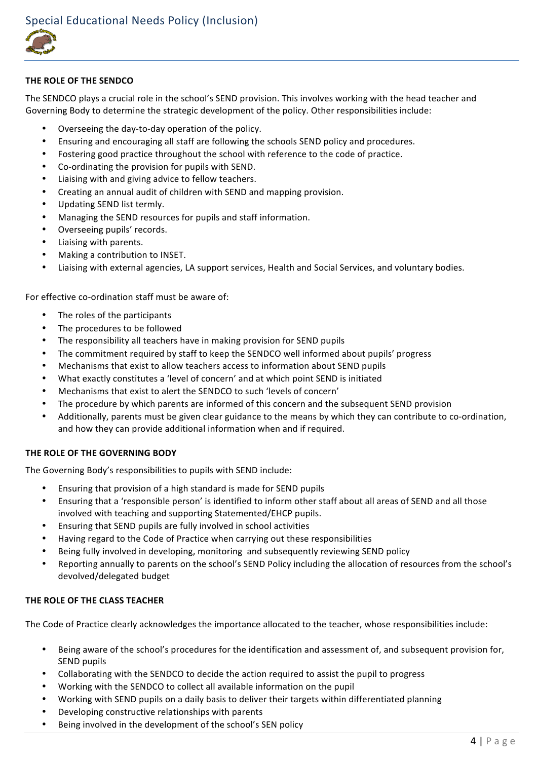## THE ROLE OF THE SENDCO

The SENDCO plays a crucial role in the school's SEND provision. This involves working with the head teacher and Governing Body to determine the strategic development of the policy. Other responsibilities include:

- Overseeing the day-to-day operation of the policy.
- Ensuring and encouraging all staff are following the schools SEND policy and procedures.
- Fostering good practice throughout the school with reference to the code of practice.
- Co-ordinating the provision for pupils with SEND.
- Liaising with and giving advice to fellow teachers.
- Creating an annual audit of children with SEND and mapping provision.
- Updating SEND list termly.
- Managing the SEND resources for pupils and staff information.
- Overseeing pupils' records.
- Liaising with parents.
- Making a contribution to INSET.
- Liaising with external agencies, LA support services, Health and Social Services, and voluntary bodies.

For effective co-ordination staff must be aware of:

- The roles of the participants
- The procedures to be followed
- The responsibility all teachers have in making provision for SEND pupils
- The commitment required by staff to keep the SENDCO well informed about pupils' progress
- Mechanisms that exist to allow teachers access to information about SEND pupils
- What exactly constitutes a 'level of concern' and at which point SEND is initiated
- Mechanisms that exist to alert the SENDCO to such 'levels of concern'
- The procedure by which parents are informed of this concern and the subsequent SEND provision
- Additionally, parents must be given clear guidance to the means by which they can contribute to co-ordination, and how they can provide additional information when and if required.

## THE ROLE OF THE GOVERNING BODY

The Governing Body's responsibilities to pupils with SEND include:

- Ensuring that provision of a high standard is made for SEND pupils
- Ensuring that a 'responsible person' is identified to inform other staff about all areas of SEND and all those involved with teaching and supporting Statemented/EHCP pupils.
- Ensuring that SEND pupils are fully involved in school activities
- Having regard to the Code of Practice when carrying out these responsibilities
- Being fully involved in developing, monitoring and subsequently reviewing SEND policy
- Reporting annually to parents on the school's SEND Policy including the allocation of resources from the school's devolved/delegated budget

## THE ROLE OF THE CLASS TEACHER

The Code of Practice clearly acknowledges the importance allocated to the teacher, whose responsibilities include:

- Being aware of the school's procedures for the identification and assessment of, and subsequent provision for, SEND pupils
- Collaborating with the SENDCO to decide the action required to assist the pupil to progress
- Working with the SENDCO to collect all available information on the pupil
- Working with SEND pupils on a daily basis to deliver their targets within differentiated planning
- Developing constructive relationships with parents
- Being involved in the development of the school's SEN policy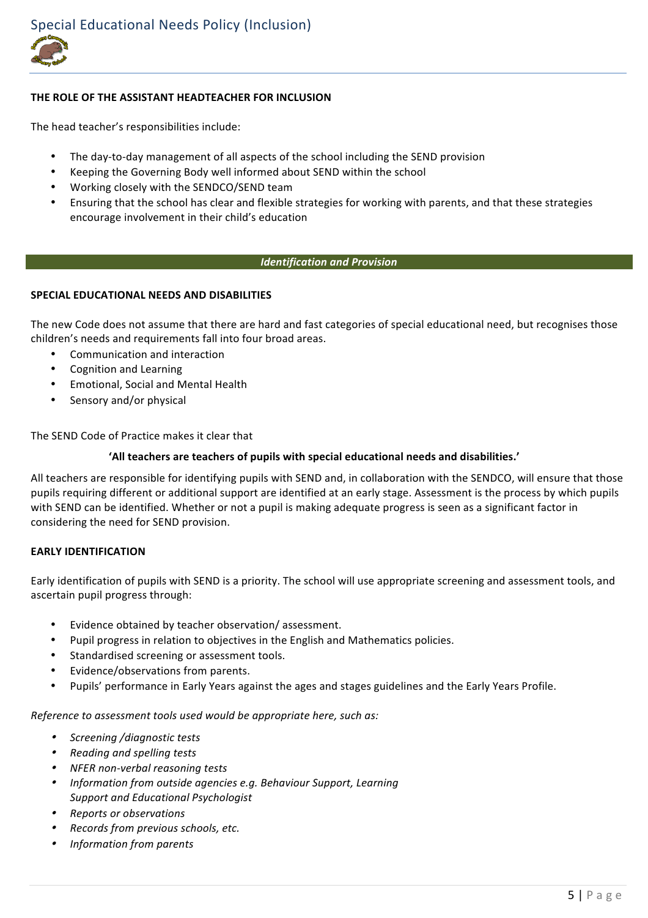### THE ROLE OF THE ASSISTANT HEADTEACHER FOR INCLUSION

The head teacher's responsibilities include:

- The day-to-day management of all aspects of the school including the SEND provision
- Keeping the Governing Body well informed about SEND within the school
- Working closely with the SENDCO/SEND team
- Ensuring that the school has clear and flexible strategies for working with parents, and that these strategies encourage involvement in their child's education

## *Identification and Provision*

### SPECIAL EDUCATIONAL NEEDS AND DISABILITIES

The new Code does not assume that there are hard and fast categories of special educational need, but recognises those children's needs and requirements fall into four broad areas.

- Communication and interaction
- Cognition and Learning
- Emotional, Social and Mental Health
- Sensory and/or physical

The SEND Code of Practice makes it clear that

**'All teachers are teachers of pupils with special educational needs and disabilities.'**

All teachers are responsible for identifying pupils with SEND and, in collaboration with the SENDCO, will ensure that those pupils requiring different or additional support are identified at an early stage. Assessment is the process by which pupils with SEND can be identified. Whether or not a pupil is making adequate progress is seen as a significant factor in considering the need for SEND provision.

### EARLY IDENTIFICATION

Early identification of pupils with SEND is a priority. The school will use appropriate screening and assessment tools, and ascertain pupil progress through:

- Evidence obtained by teacher observation/ assessment.
- Pupil progress in relation to objectives in the English and Mathematics policies.
- Standardised screening or assessment tools.
- Evidence/observations from parents.
- Pupils' performance in Early Years against the ages and stages guidelines and the Early Years Profile.

*Reference to assessment tools used would be appropriate here, such as:*

- *Screening /diagnostic tests*
- *Reading and spelling tests*
- *NFER non-verbal reasoning tests*
- *Information from outside agencies e.g. Behaviour Support, Learning Support and Educational Psychologist*
- *Reports or observations*
- *Records from previous schools, etc.*
- *Information from parents*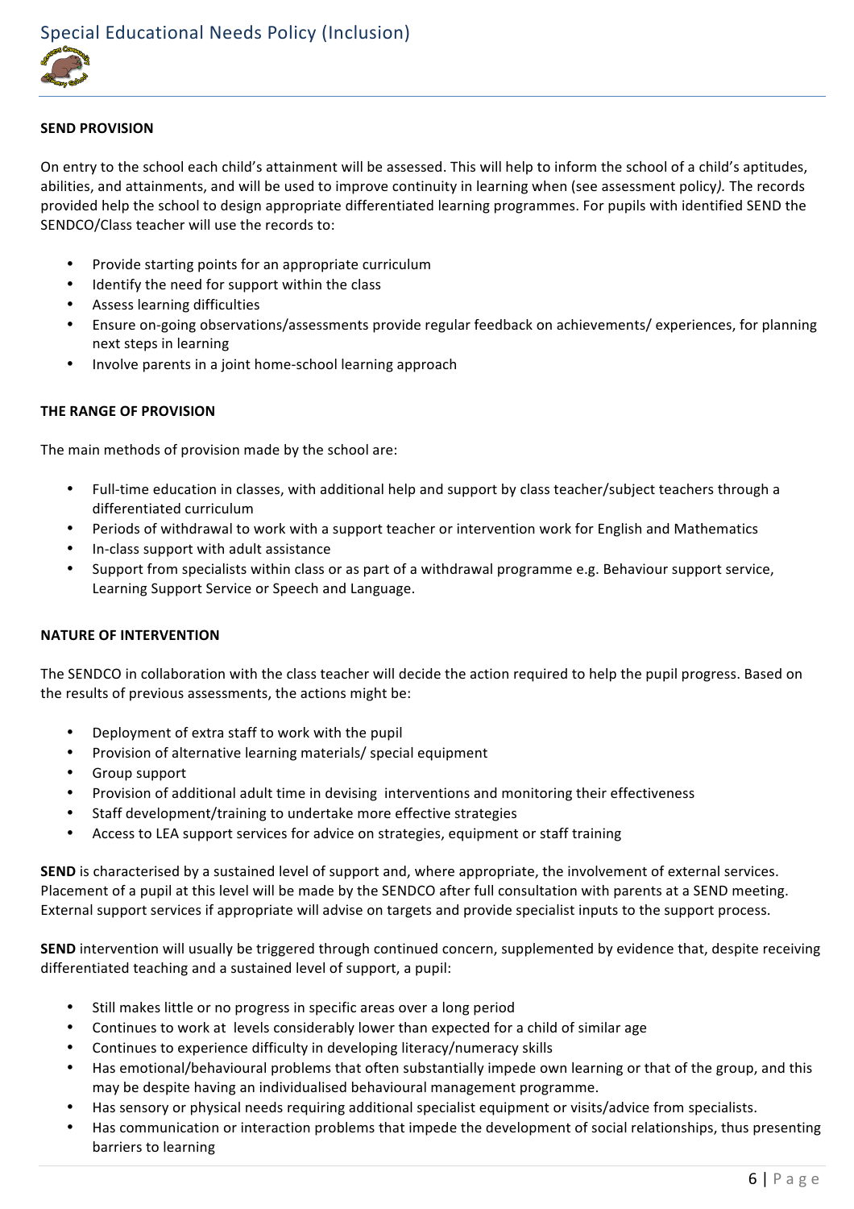**SEND PROVISION**

On entry to the school each child's attainment will be assessed. This will help to inform the school of a child's aptitudes, abilities, and attainments, and will be used to improve continuity in learning when (see assessment policy*).* The records provided help the school to design appropriate differentiated learning programmes. For pupils with identified SEND the SENDCO/Class teacher will use the records to:

- Provide starting points for an appropriate curriculum
- Identify the need for support within the class
- Assess learning difficulties
- Ensure on-going observations/assessments provide regular feedback on achievements/ experiences, for planning next steps in learning
- Involve parents in a joint home-school learning approach

**THE RANGE OF PROVISION**

The main methods of provision made by the school are:

- Full-time education in classes, with additional help and support by class teacher/subject teachers through a differentiated curriculum
- Periods of withdrawal to work with a support teacher or intervention work for English and Mathematics
- In-class support with adult assistance
- Support from specialists within class or as part of a withdrawal programme e.g. Behaviour support service, Learning Support Service or Speech and Language.

**NATURE OF INTERVENTION**

The SENDCO in collaboration with the class teacher will decide the action required to help the pupil progress. Based on the results of previous assessments, the actions might be:

- Deployment of extra staff to work with the pupil
- Provision of alternative learning materials/ special equipment
- Group support
- Provision of additional adult time in devising interventions and monitoring their effectiveness
- Staff development/training to undertake more effective strategies
- Access to LEA support services for advice on strategies, equipment or staff training

**SEND** is characterised by a sustained level of support and, where appropriate, the involvement of external services. Placement of a pupil at this level will be made by the SENDCO after full consultation with parents at a SEND meeting. External support services if appropriate will advise on targets and provide specialist inputs to the support process.

**SEND** intervention will usually be triggered through continued concern, supplemented by evidence that, despite receiving differentiated teaching and a sustained level of support, a pupil:

- Still makes little or no progress in specific areas over a long period
- Continues to work at levels considerably lower than expected for a child of similar age
- Continues to experience difficulty in developing literacy/numeracy skills
- Has emotional/behavioural problems that often substantially impede own learning or that of the group, and this may be despite having an individualised behavioural management programme.
- Has sensory or physical needs requiring additional specialist equipment or visits/advice from specialists.
- Has communication or interaction problems that impede the development of social relationships, thus presenting barriers to learning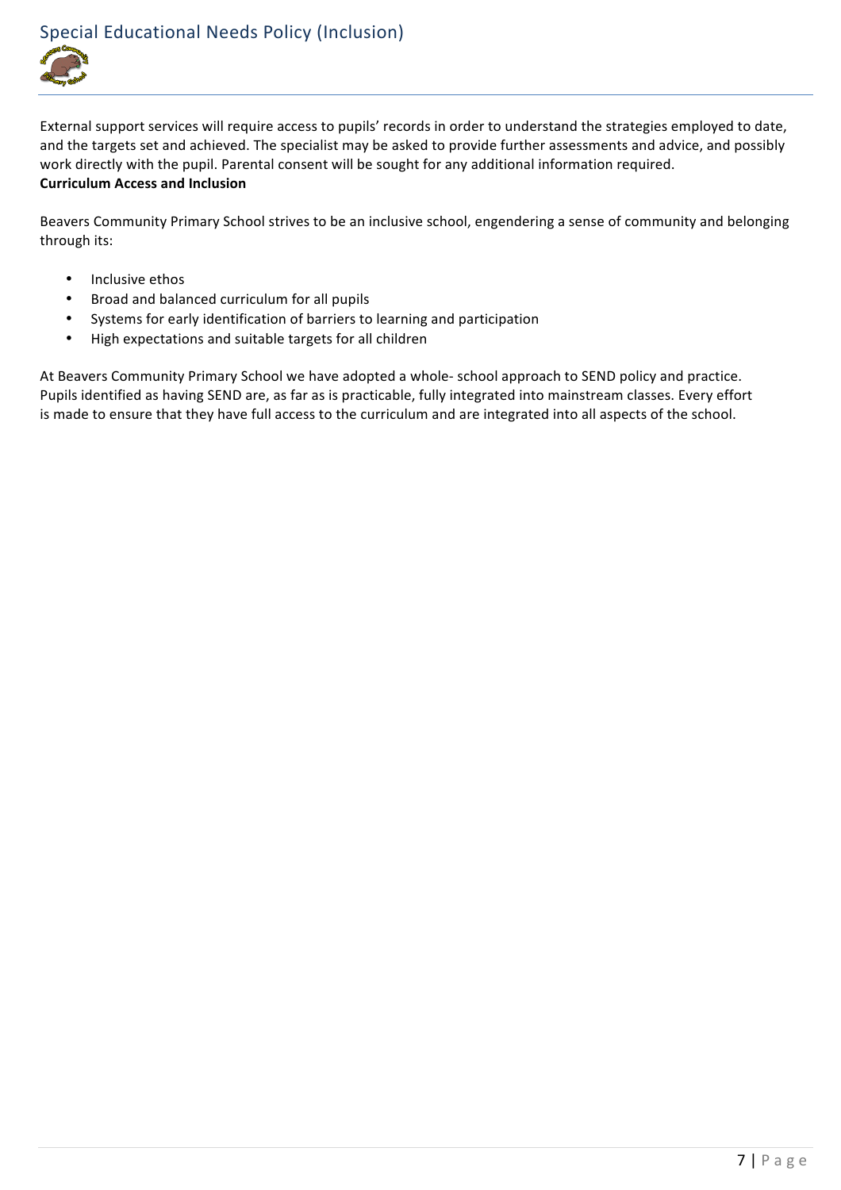External support services will require access to pupils' records in order to understand the strategies employed to date, and the targets set and achieved. The specialist may be asked to provide further assessments and advice, and possibly work directly with the pupil. Parental consent will be sought for any additional information required.

**Curriculum Access and Inclusion**

Beavers Community Primary School strives to be an inclusive school, engendering a sense of community and belonging through its:

- Inclusive ethos
- Broad and balanced curriculum for all pupils
- Systems for early identification of barriers to learning and participation
- High expectations and suitable targets for all children

At Beavers Community Primary School we have adopted a whole- school approach to SEND policy and practice. Pupils identified as having SEND are, as far as is practicable, fully integrated into mainstream classes. Every effort is made to ensure that they have full access to the curriculum and are integrated into all aspects of the school.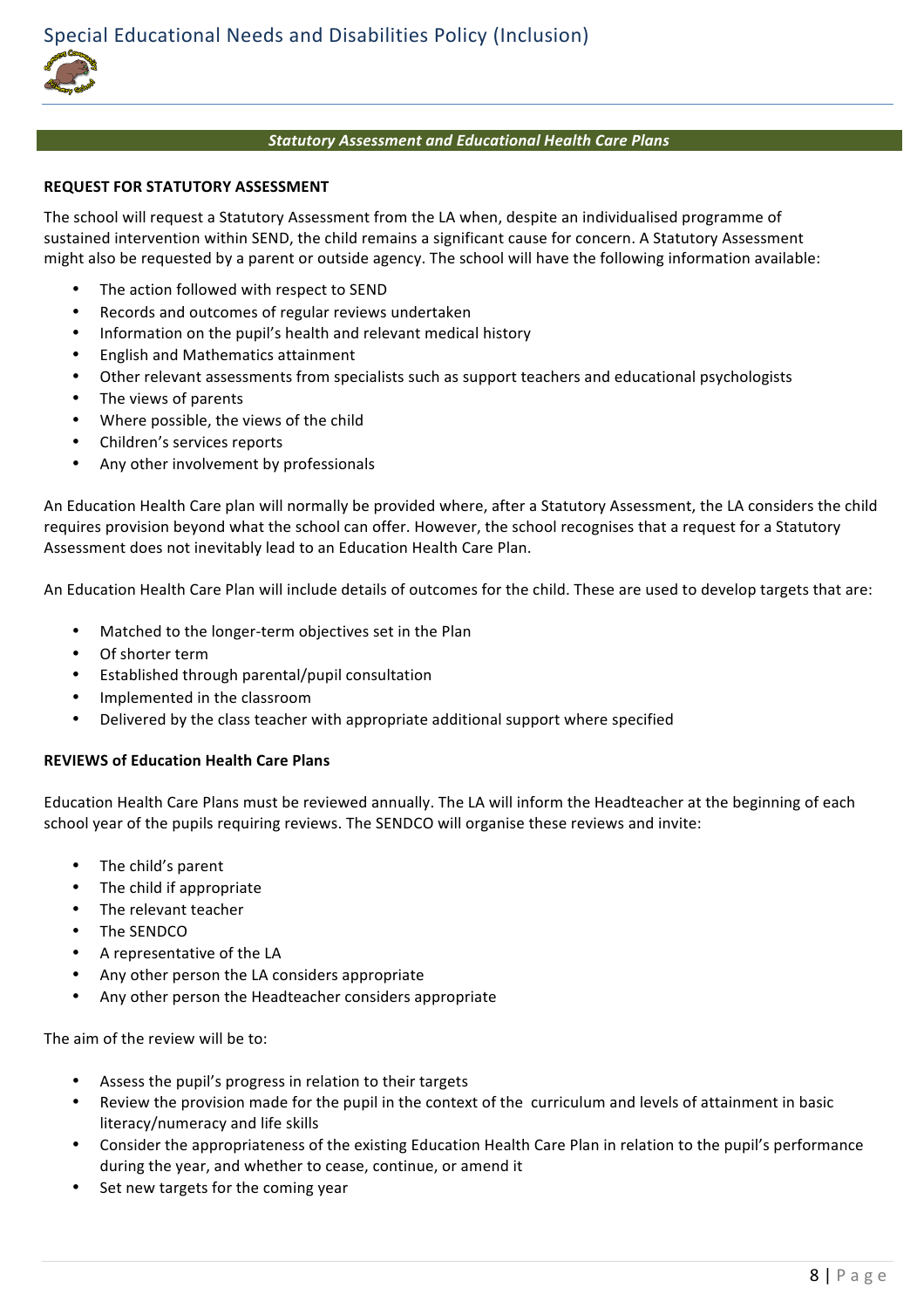## *Statutory Assessment and Educational Health Care Plans*

### REQUEST FOR STATUTORY ASSESSMENT

The school will request a Statutory Assessment from the LA when, despite an individualised programme of sustained intervention within SEND, the child remains a significant cause for concern. A Statutory Assessment might also be requested by a parent or outside agency. The school will have the following information available:

- The action followed with respect to SEND
- Records and outcomes of regular reviews undertaken
- Information on the pupil's health and relevant medical history
- English and Mathematics attainment
- Other relevant assessments from specialists such as support teachers and educational psychologists
- The views of parents
- Where possible, the views of the child
- Children's services reports
- Any other involvement by professionals

An Education Health Care plan will normally be provided where, after a Statutory Assessment, the LA considers the child requires provision beyond what the school can offer. However, the school recognises that a request for a Statutory Assessment does not inevitably lead to an Education Health Care Plan.

An Education Health Care Plan will include details of outcomes for the child. These are used to develop targets that are:

- Matched to the longer-term objectives set in the Plan
- Of shorter term
- Established through parental/pupil consultation
- Implemented in the classroom
- Delivered by the class teacher with appropriate additional support where specified

### REVIEWS of Education Health Care Plans

Education Health Care Plans must be reviewed annually. The LA will inform the Headteacher at the beginning of each school year of the pupils requiring reviews. The SENDCO will organise these reviews and invite:

- The child's parent
- The child if appropriate
- The relevant teacher
- The SENDCO
- A representative of the LA
- Any other person the LA considers appropriate
- Any other person the Headteacher considers appropriate

The aim of the review will be to:

- Assess the pupil's progress in relation to their targets
- Review the provision made for the pupil in the context of the curriculum and levels of attainment in basic literacy/numeracy and life skills
- Consider the appropriateness of the existing Education Health Care Plan in relation to the pupil's performance during the year, and whether to cease, continue, or amend it
- Set new targets for the coming year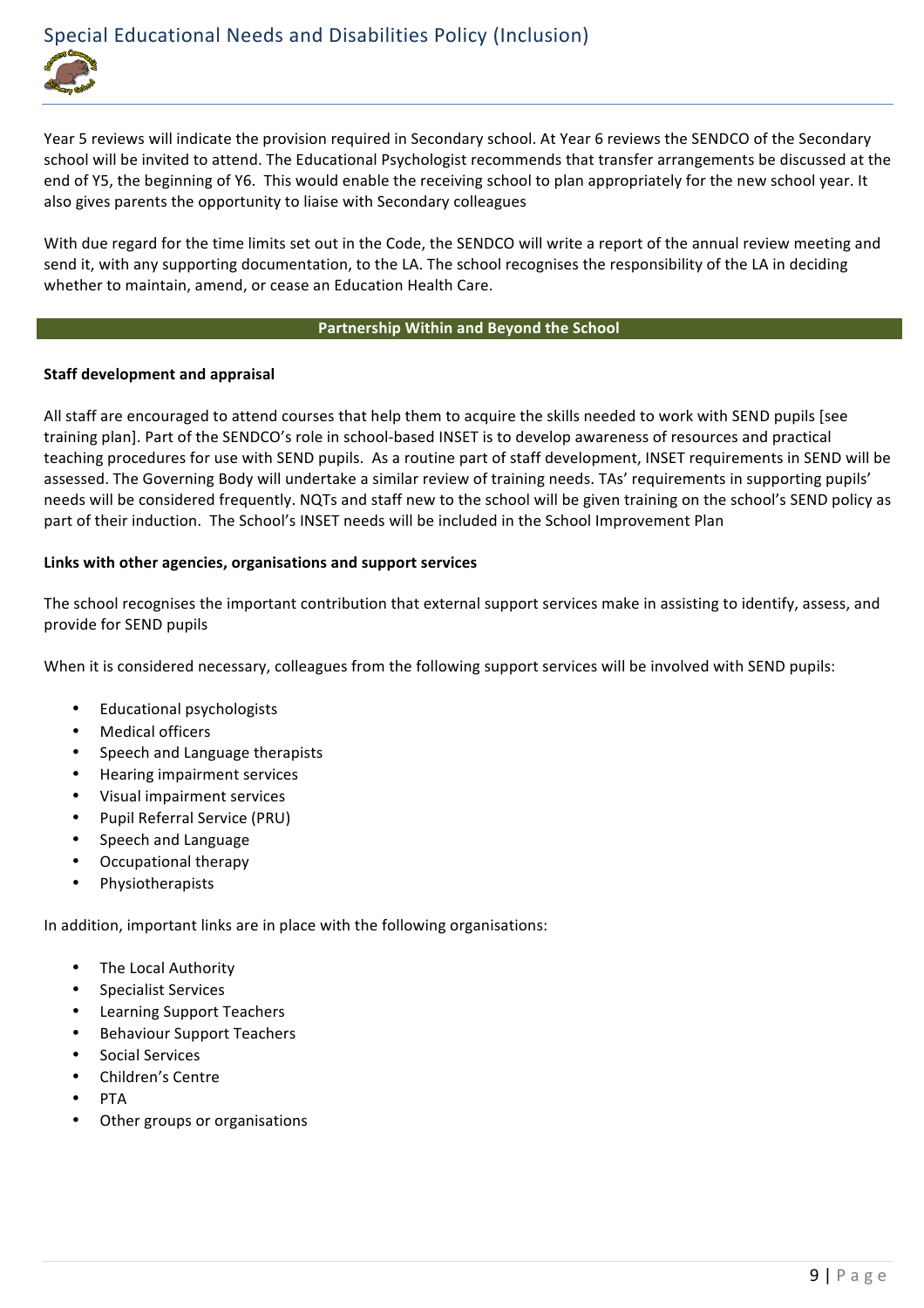Year 5 reviews will indicate the provision required in Secondary school. At Year 6 reviews the SENDCO of the Secondary school will be invited to attend. The Educational Psychologist recommends that transfer arrangements be discussed at the end of Y5, the beginning of Y6. This would enable the receiving school to plan appropriately for the new school year. It also gives parents the opportunity to liaise with Secondary colleagues

With due regard for the time limits set out in the Code, the SENDCO will write a report of the annual review meeting and send it, with any supporting documentation, to the LA. The school recognises the responsibility of the LA in deciding whether to maintain, amend, or cease an Education Health Care.

## Partnership Within and Beyond the School

**Staff development and appraisal**

All staff are encouraged to attend courses that help them to acquire the skills needed to work with SEND pupils [see training plan]. Part of the SENDCO's role in school-based INSET is to develop awareness of resources and practical teaching procedures for use with SEND pupils. As a routine part of staff development, INSET requirements in SEND will be assessed. The Governing Body will undertake a similar review of training needs. TAs' requirements in supporting pupils' needs will be considered frequently. NQTs and staff new to the school will be given training on the school's SEND policy as part of their induction. The School's INSET needs will be included in the School Improvement Plan

**Links with other agencies, organisations and support services**

The school recognises the important contribution that external support services make in assisting to identify, assess, and provide for SEND pupils

When it is considered necessary, colleagues from the following support services will be involved with SEND pupils:

- Educational psychologists
- Medical officers
- Speech and Language therapists
- Hearing impairment services
- Visual impairment services
- Pupil Referral Service (PRU)
- Speech and Language
- Occupational therapy
- Physiotherapists

In addition, important links are in place with the following organisations:

- The Local Authority
- Specialist Services
- Learning Support Teachers
- Behaviour Support Teachers
- Social Services
- Children's Centre
- PTA
- Other groups or organisations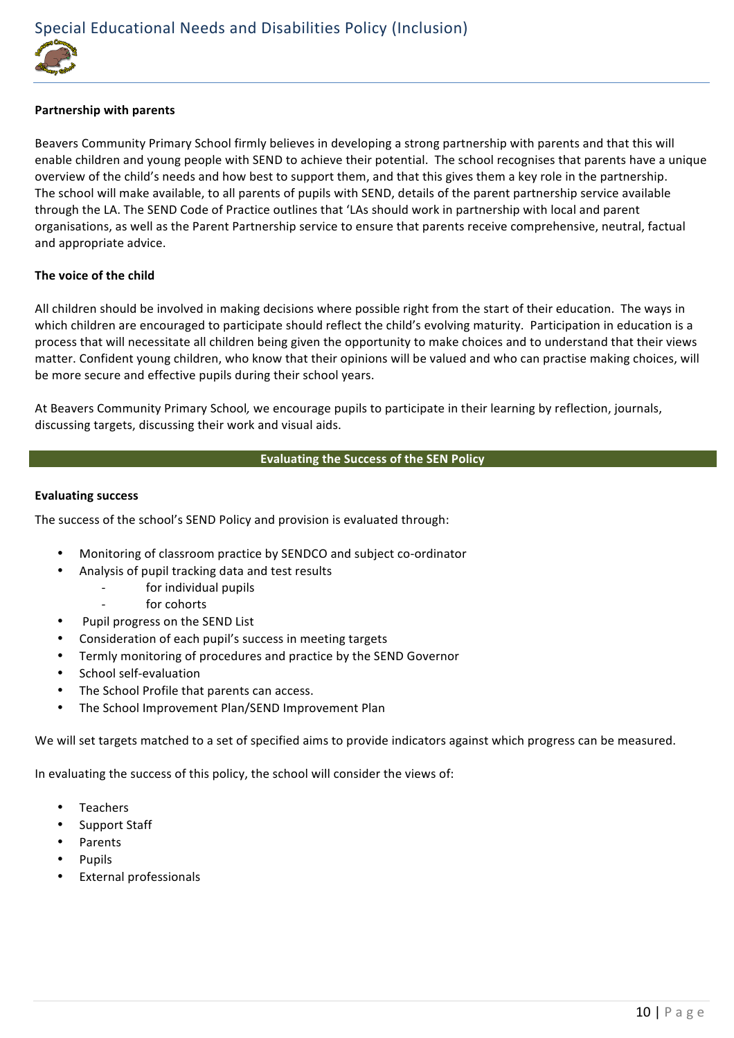**Partnership with parents**

Beavers Community Primary School firmly believes in developing a strong partnership with parents and that this will enable children and young people with SEND to achieve their potential. The school recognises that parents have a unique overview of the child's needs and how best to support them, and that this gives them a key role in the partnership.
The school will make available, to all parents of pupils with SEND, details of the parent partnership service available through the LA. The SEND Code of Practice outlines that 'LAs should work in partnership with local and parent organisations, as well as the Parent Partnership service to ensure that parents receive comprehensive, neutral, factual and appropriate advice.

**The voice of the child**

All children should be involved in making decisions where possible right from the start of their education. The ways in which children are encouraged to participate should reflect the child's evolving maturity. Participation in education is a process that will necessitate all children being given the opportunity to make choices and to understand that their views matter. Confident young children, who know that their opinions will be valued and who can practise making choices, will be more secure and effective pupils during their school years.

At Beavers Community Primary School, we encourage pupils to participate in their learning by reflection, journals, discussing targets, discussing their work and visual aids.

## Evaluating the Success of the SEN Policy

**Evaluating success**

The success of the school's SEND Policy and provision is evaluated through:

- Monitoring of classroom practice by SENDCO and subject co-ordinator
- Analysis of pupil tracking data and test results
  - for individual pupils
  - for cohorts
- Pupil progress on the SEND List
- Consideration of each pupil's success in meeting targets
- Termly monitoring of procedures and practice by the SEND Governor
- School self-evaluation
- The School Profile that parents can access.
- The School Improvement Plan/SEND Improvement Plan

We will set targets matched to a set of specified aims to provide indicators against which progress can be measured.

In evaluating the success of this policy, the school will consider the views of:

- Teachers
- Support Staff
- Parents
- Pupils
- External professionals